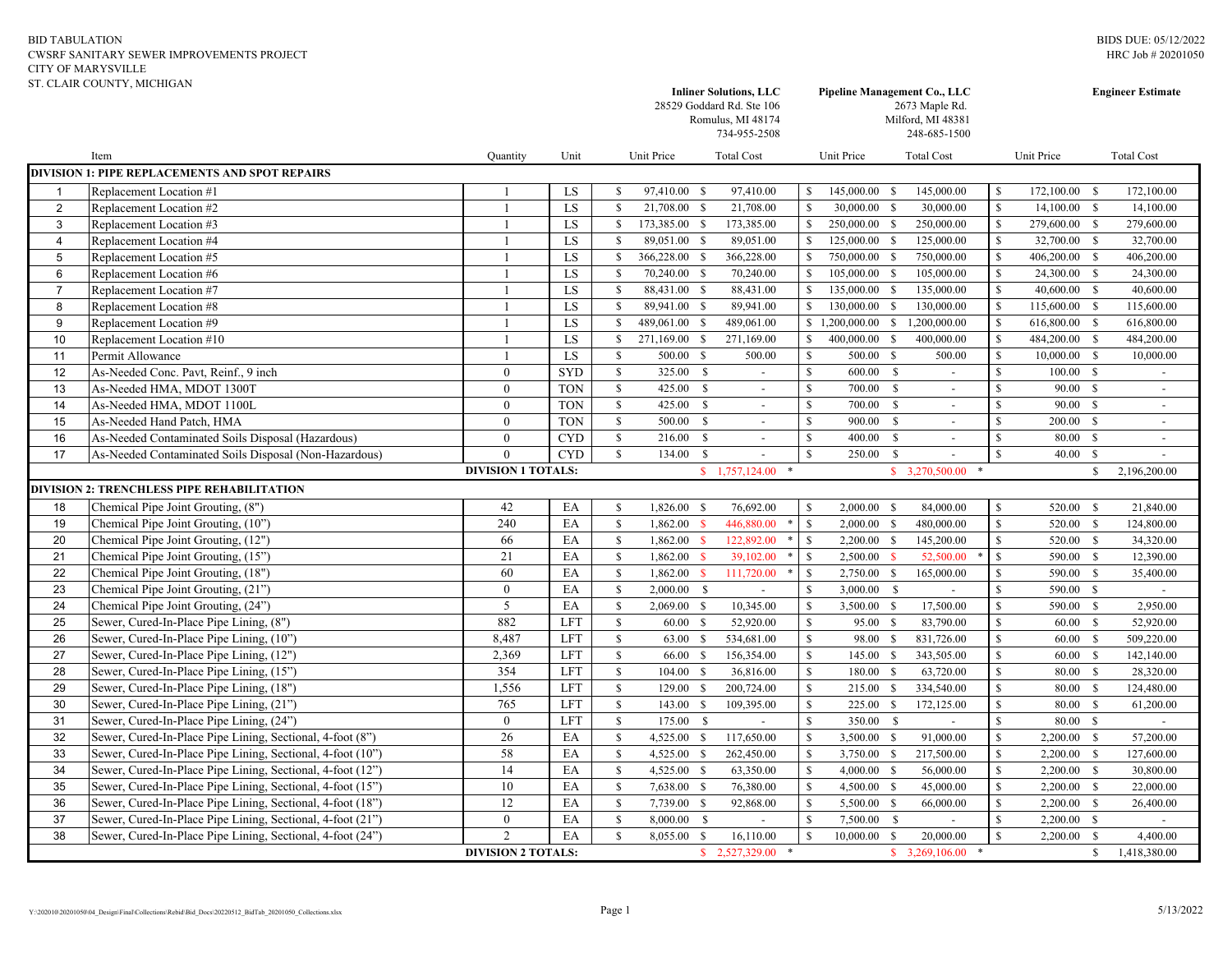BID TABULATION
CWSRF SANITARY SEWER IMPROVEMENTS PROJECT
CITY OF MARYSVILLE
ST. CLAIR COUNTY, MICHIGAN

BIDS DUE: 05/12/2022
HRC Job # 20201050

| | | | | Inliner Solutions, LLC<br>28529 Goddard Rd. Ste 106<br>Romulus, MI 48174<br>734-955-2508 | | Pipeline Management Co., LLC<br>2673 Maple Rd.<br>Milford, MI 48381<br>248-685-1500 | | Engineer Estimate | |
|---|---|---|---|---|---|---|---|---|---|
| | Item | Quantity | Unit | Unit Price | Total Cost | Unit Price | Total Cost | Unit Price | Total Cost |
| **DIVISION 1: PIPE REPLACEMENTS AND SPOT REPAIRS** | | | | | | | | | |
| 1 | Replacement Location #1 | 1 | LS | $ 97,410.00 | $ 97,410.00 | $ 145,000.00 | $ 145,000.00 | $ 172,100.00 | $ 172,100.00 |
| 2 | Replacement Location #2 | 1 | LS | $ 21,708.00 | $ 21,708.00 | $ 30,000.00 | $ 30,000.00 | $ 14,100.00 | $ 14,100.00 |
| 3 | Replacement Location #3 | 1 | LS | $ 173,385.00 | $ 173,385.00 | $ 250,000.00 | $ 250,000.00 | $ 279,600.00 | $ 279,600.00 |
| 4 | Replacement Location #4 | 1 | LS | $ 89,051.00 | $ 89,051.00 | $ 125,000.00 | $ 125,000.00 | $ 32,700.00 | $ 32,700.00 |
| 5 | Replacement Location #5 | 1 | LS | $ 366,228.00 | $ 366,228.00 | $ 750,000.00 | $ 750,000.00 | $ 406,200.00 | $ 406,200.00 |
| 6 | Replacement Location #6 | 1 | LS | $ 70,240.00 | $ 70,240.00 | $ 105,000.00 | $ 105,000.00 | $ 24,300.00 | $ 24,300.00 |
| 7 | Replacement Location #7 | 1 | LS | $ 88,431.00 | $ 88,431.00 | $ 135,000.00 | $ 135,000.00 | $ 40,600.00 | $ 40,600.00 |
| 8 | Replacement Location #8 | 1 | LS | $ 89,941.00 | $ 89,941.00 | $ 130,000.00 | $ 130,000.00 | $ 115,600.00 | $ 115,600.00 |
| 9 | Replacement Location #9 | 1 | LS | $ 489,061.00 | $ 489,061.00 | $ 1,200,000.00 | $ 1,200,000.00 | $ 616,800.00 | $ 616,800.00 |
| 10 | Replacement Location #10 | 1 | LS | $ 271,169.00 | $ 271,169.00 | $ 400,000.00 | $ 400,000.00 | $ 484,200.00 | $ 484,200.00 |
| 11 | Permit Allowance | 1 | LS | $ 500.00 | $ 500.00 | $ 500.00 | $ 500.00 | $ 10,000.00 | $ 10,000.00 |
| 12 | As-Needed Conc. Pavt, Reinf., 9 inch | 0 | SYD | $ 325.00 | $ - | $ 600.00 | $ - | $ 100.00 | $ - |
| 13 | As-Needed HMA, MDOT 1300T | 0 | TON | $ 425.00 | $ - | $ 700.00 | $ - | $ 90.00 | $ - |
| 14 | As-Needed HMA, MDOT 1100L | 0 | TON | $ 425.00 | $ - | $ 700.00 | $ - | $ 90.00 | $ - |
| 15 | As-Needed Hand Patch, HMA | 0 | TON | $ 500.00 | $ - | $ 900.00 | $ - | $ 200.00 | $ - |
| 16 | As-Needed Contaminated Soils Disposal (Hazardous) | 0 | CYD | $ 216.00 | $ - | $ 400.00 | $ - | $ 80.00 | $ - |
| 17 | As-Needed Contaminated Soils Disposal (Non-Hazardous) | 0 | CYD | $ 134.00 | $ - | $ 250.00 | $ - | $ 40.00 | $ - |
| | | **DIVISION 1 TOTALS:** | | | $ 1,757,124.00 * | | $ 3,270,500.00 * | | $ 2,196,200.00 |
| **DIVISION 2: TRENCHLESS PIPE REHABILITATION** | | | | | | | | | |
| 18 | Chemical Pipe Joint Grouting, (8") | 42 | EA | $ 1,826.00 | $ 76,692.00 | $ 2,000.00 | $ 84,000.00 | $ 520.00 | $ 21,840.00 |
| 19 | Chemical Pipe Joint Grouting, (10") | 240 | EA | $ 1,862.00 | $ 446,880.00 * | $ 2,000.00 | $ 480,000.00 | $ 520.00 | $ 124,800.00 |
| 20 | Chemical Pipe Joint Grouting, (12") | 66 | EA | $ 1,862.00 | $ 122,892.00 * | $ 2,200.00 | $ 145,200.00 | $ 520.00 | $ 34,320.00 |
| 21 | Chemical Pipe Joint Grouting, (15") | 21 | EA | $ 1,862.00 | $ 39,102.00 * | $ 2,500.00 | $ 52,500.00 * | $ 590.00 | $ 12,390.00 |
| 22 | Chemical Pipe Joint Grouting, (18") | 60 | EA | $ 1,862.00 | $ 111,720.00 * | $ 2,750.00 | $ 165,000.00 | $ 590.00 | $ 35,400.00 |
| 23 | Chemical Pipe Joint Grouting, (21") | 0 | EA | $ 2,000.00 | $ - | $ 3,000.00 | $ - | $ 590.00 | $ - |
| 24 | Chemical Pipe Joint Grouting, (24") | 5 | EA | $ 2,069.00 | $ 10,345.00 | $ 3,500.00 | $ 17,500.00 | $ 590.00 | $ 2,950.00 |
| 25 | Sewer, Cured-In-Place Pipe Lining, (8") | 882 | LFT | $ 60.00 | $ 52,920.00 | $ 95.00 | $ 83,790.00 | $ 60.00 | $ 52,920.00 |
| 26 | Sewer, Cured-In-Place Pipe Lining, (10") | 8,487 | LFT | $ 63.00 | $ 534,681.00 | $ 98.00 | $ 831,726.00 | $ 60.00 | $ 509,220.00 |
| 27 | Sewer, Cured-In-Place Pipe Lining, (12") | 2,369 | LFT | $ 66.00 | $ 156,354.00 | $ 145.00 | $ 343,505.00 | $ 60.00 | $ 142,140.00 |
| 28 | Sewer, Cured-In-Place Pipe Lining, (15") | 354 | LFT | $ 104.00 | $ 36,816.00 | $ 180.00 | $ 63,720.00 | $ 80.00 | $ 28,320.00 |
| 29 | Sewer, Cured-In-Place Pipe Lining, (18") | 1,556 | LFT | $ 129.00 | $ 200,724.00 | $ 215.00 | $ 334,540.00 | $ 80.00 | $ 124,480.00 |
| 30 | Sewer, Cured-In-Place Pipe Lining, (21") | 765 | LFT | $ 143.00 | $ 109,395.00 | $ 225.00 | $ 172,125.00 | $ 80.00 | $ 61,200.00 |
| 31 | Sewer, Cured-In-Place Pipe Lining, (24") | 0 | LFT | $ 175.00 | $ - | $ 350.00 | $ - | $ 80.00 | $ - |
| 32 | Sewer, Cured-In-Place Pipe Lining, Sectional, 4-foot (8") | 26 | EA | $ 4,525.00 | $ 117,650.00 | $ 3,500.00 | $ 91,000.00 | $ 2,200.00 | $ 57,200.00 |
| 33 | Sewer, Cured-In-Place Pipe Lining, Sectional, 4-foot (10") | 58 | EA | $ 4,525.00 | $ 262,450.00 | $ 3,750.00 | $ 217,500.00 | $ 2,200.00 | $ 127,600.00 |
| 34 | Sewer, Cured-In-Place Pipe Lining, Sectional, 4-foot (12") | 14 | EA | $ 4,525.00 | $ 63,350.00 | $ 4,000.00 | $ 56,000.00 | $ 2,200.00 | $ 30,800.00 |
| 35 | Sewer, Cured-In-Place Pipe Lining, Sectional, 4-foot (15") | 10 | EA | $ 7,638.00 | $ 76,380.00 | $ 4,500.00 | $ 45,000.00 | $ 2,200.00 | $ 22,000.00 |
| 36 | Sewer, Cured-In-Place Pipe Lining, Sectional, 4-foot (18") | 12 | EA | $ 7,739.00 | $ 92,868.00 | $ 5,500.00 | $ 66,000.00 | $ 2,200.00 | $ 26,400.00 |
| 37 | Sewer, Cured-In-Place Pipe Lining, Sectional, 4-foot (21") | 0 | EA | $ 8,000.00 | $ - | $ 7,500.00 | $ - | $ 2,200.00 | $ - |
| 38 | Sewer, Cured-In-Place Pipe Lining, Sectional, 4-foot (24") | 2 | EA | $ 8,055.00 | $ 16,110.00 | $ 10,000.00 | $ 20,000.00 | $ 2,200.00 | $ 4,400.00 |
| | | **DIVISION 2 TOTALS:** | | | $ 2,527,329.00 * | | $ 3,269,106.00 * | | $ 1,418,380.00 |

Y:\202010\20201050\04_Design\Final\Collections\Rebid\Bid_Docs\20220512_BidTab_20201050_Collections.xlsx

5/13/2022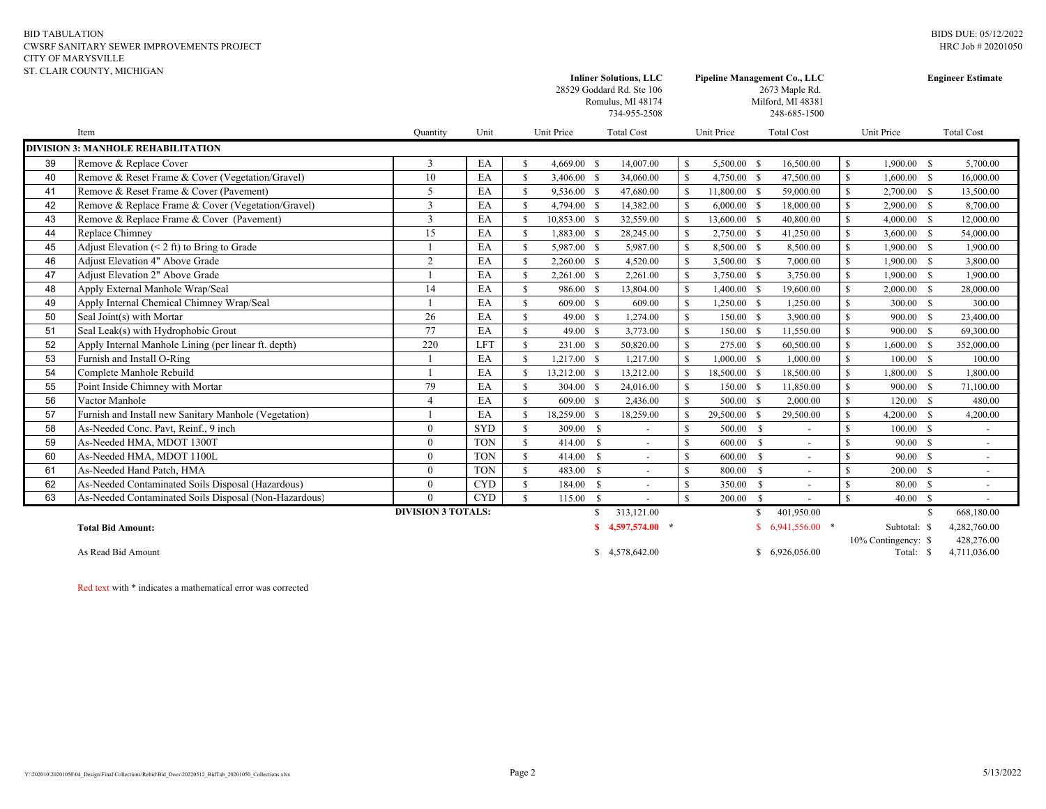BID TABULATION
CWSRF SANITARY SEWER IMPROVEMENTS PROJECT
CITY OF MARYSVILLE
ST. CLAIR COUNTY, MICHIGAN

BIDS DUE: 05/12/2022
HRC Job # 20201050

| | | | | Inliner Solutions, LLC<br>28529 Goddard Rd. Ste 106<br>Romulus, MI 48174<br>734-955-2508 | | Pipeline Management Co., LLC<br>2673 Maple Rd.<br>Milford, MI 48381<br>248-685-1500 | | Engineer Estimate | |
|---|---|---|---|---|---|---|---|---|---|
| | Item | Quantity | Unit | Unit Price | Total Cost | Unit Price | Total Cost | Unit Price | Total Cost |
| **DIVISION 3: MANHOLE REHABILITATION** | | | | | | | | | |
| 39 | Remove & Replace Cover | 3 | EA | $ 4,669.00 | $ 14,007.00 | $ 5,500.00 | $ 16,500.00 | $ 1,900.00 | $ 5,700.00 |
| 40 | Remove & Reset Frame & Cover (Vegetation/Gravel) | 10 | EA | $ 3,406.00 | $ 34,060.00 | $ 4,750.00 | $ 47,500.00 | $ 1,600.00 | $ 16,000.00 |
| 41 | Remove & Reset Frame & Cover (Pavement) | 5 | EA | $ 9,536.00 | $ 47,680.00 | $ 11,800.00 | $ 59,000.00 | $ 2,700.00 | $ 13,500.00 |
| 42 | Remove & Replace Frame & Cover (Vegetation/Gravel) | 3 | EA | $ 4,794.00 | $ 14,382.00 | $ 6,000.00 | $ 18,000.00 | $ 2,900.00 | $ 8,700.00 |
| 43 | Remove & Replace Frame & Cover (Pavement) | 3 | EA | $ 10,853.00 | $ 32,559.00 | $ 13,600.00 | $ 40,800.00 | $ 4,000.00 | $ 12,000.00 |
| 44 | Replace Chimney | 15 | EA | $ 1,883.00 | $ 28,245.00 | $ 2,750.00 | $ 41,250.00 | $ 3,600.00 | $ 54,000.00 |
| 45 | Adjust Elevation (< 2 ft) to Bring to Grade | 1 | EA | $ 5,987.00 | $ 5,987.00 | $ 8,500.00 | $ 8,500.00 | $ 1,900.00 | $ 1,900.00 |
| 46 | Adjust Elevation 4" Above Grade | 2 | EA | $ 2,260.00 | $ 4,520.00 | $ 3,500.00 | $ 7,000.00 | $ 1,900.00 | $ 3,800.00 |
| 47 | Adjust Elevation 2" Above Grade | 1 | EA | $ 2,261.00 | $ 2,261.00 | $ 3,750.00 | $ 3,750.00 | $ 1,900.00 | $ 1,900.00 |
| 48 | Apply External Manhole Wrap/Seal | 14 | EA | $ 986.00 | $ 13,804.00 | $ 1,400.00 | $ 19,600.00 | $ 2,000.00 | $ 28,000.00 |
| 49 | Apply Internal Chemical Chimney Wrap/Seal | 1 | EA | $ 609.00 | $ 609.00 | $ 1,250.00 | $ 1,250.00 | $ 300.00 | $ 300.00 |
| 50 | Seal Joint(s) with Mortar | 26 | EA | $ 49.00 | $ 1,274.00 | $ 150.00 | $ 3,900.00 | $ 900.00 | $ 23,400.00 |
| 51 | Seal Leak(s) with Hydrophobic Grout | 77 | EA | $ 49.00 | $ 3,773.00 | $ 150.00 | $ 11,550.00 | $ 900.00 | $ 69,300.00 |
| 52 | Apply Internal Manhole Lining (per linear ft. depth) | 220 | LFT | $ 231.00 | $ 50,820.00 | $ 275.00 | $ 60,500.00 | $ 1,600.00 | $ 352,000.00 |
| 53 | Furnish and Install O-Ring | 1 | EA | $ 1,217.00 | $ 1,217.00 | $ 1,000.00 | $ 1,000.00 | $ 100.00 | $ 100.00 |
| 54 | Complete Manhole Rebuild | 1 | EA | $ 13,212.00 | $ 13,212.00 | $ 18,500.00 | $ 18,500.00 | $ 1,800.00 | $ 1,800.00 |
| 55 | Point Inside Chimney with Mortar | 79 | EA | $ 304.00 | $ 24,016.00 | $ 150.00 | $ 11,850.00 | $ 900.00 | $ 71,100.00 |
| 56 | Vactor Manhole | 4 | EA | $ 609.00 | $ 2,436.00 | $ 500.00 | $ 2,000.00 | $ 120.00 | $ 480.00 |
| 57 | Furnish and Install new Sanitary Manhole (Vegetation) | 1 | EA | $ 18,259.00 | $ 18,259.00 | $ 29,500.00 | $ 29,500.00 | $ 4,200.00 | $ 4,200.00 |
| 58 | As-Needed Conc. Pavt, Reinf., 9 inch | 0 | SYD | $ 309.00 | $ - | $ 500.00 | $ - | $ 100.00 | $ - |
| 59 | As-Needed HMA, MDOT 1300T | 0 | TON | $ 414.00 | $ - | $ 600.00 | $ - | $ 90.00 | $ - |
| 60 | As-Needed HMA, MDOT 1100L | 0 | TON | $ 414.00 | $ - | $ 600.00 | $ - | $ 90.00 | $ - |
| 61 | As-Needed Hand Patch, HMA | 0 | TON | $ 483.00 | $ - | $ 800.00 | $ - | $ 200.00 | $ - |
| 62 | As-Needed Contaminated Soils Disposal (Hazardous) | 0 | CYD | $ 184.00 | $ - | $ 350.00 | $ - | $ 80.00 | $ - |
| 63 | As-Needed Contaminated Soils Disposal (Non-Hazardous) | 0 | CYD | $ 115.00 | $ - | $ 200.00 | $ - | $ 40.00 | $ - |
| | | **DIVISION 3 TOTALS:** | | | $ 313,121.00 | | $ 401,950.00 | | $ 668,180.00 |
| | **Total Bid Amount:** | | | | **$ 4,597,574.00** * | | $ 6,941,556.00 * | Subtotal: | $ 4,282,760.00 |
| | | | | | | | | 10% Contingency: | $ 428,276.00 |
| | As Read Bid Amount | | | | $ 4,578,642.00 | | $ 6,926,056.00 | Total: | $ 4,711,036.00 |

Red text with * indicates a mathematical error was corrected

Y:\202010\20201050\04_Design\Final\Collections\Rebid\Bid_Docs\20220512_BidTab_20201050_Collections.xlsx

5/13/2022